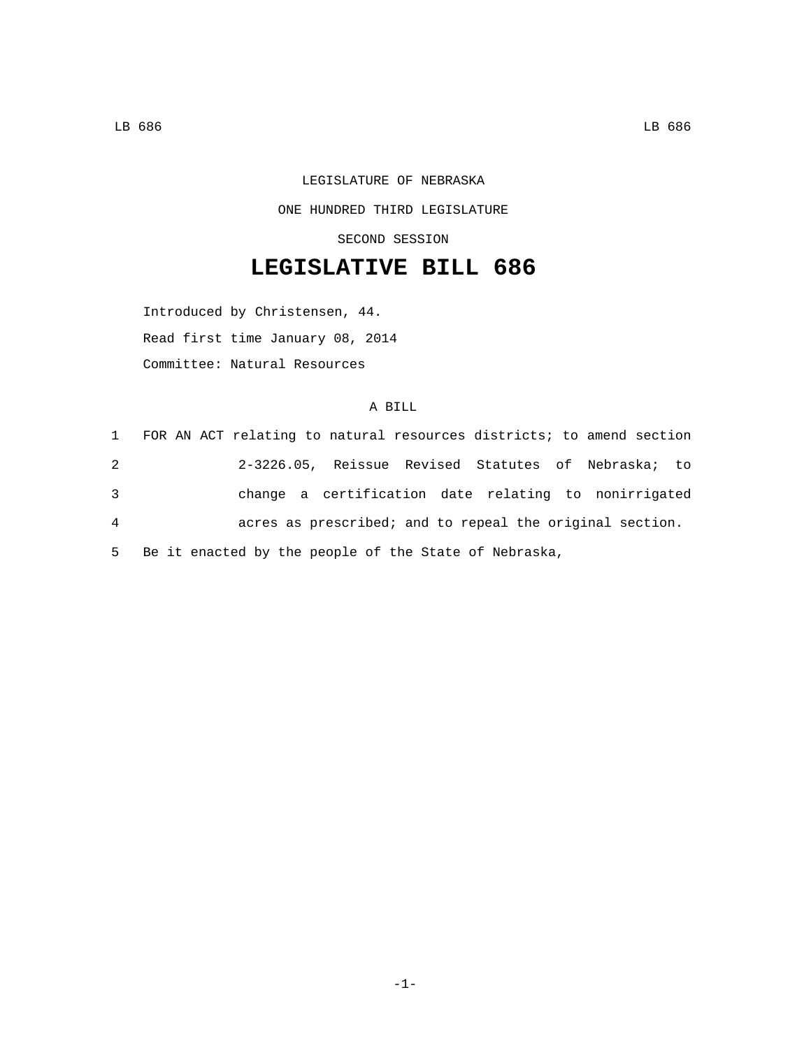LEGISLATURE OF NEBRASKA

ONE HUNDRED THIRD LEGISLATURE

SECOND SESSION

# LEGISLATIVE BILL 686

Introduced by Christensen, 44.

Read first time January 08, 2014

Committee: Natural Resources

A BILL

1 FOR AN ACT relating to natural resources districts; to amend section
2 2-3226.05, Reissue Revised Statutes of Nebraska; to
3 change a certification date relating to nonirrigated
4 acres as prescribed; and to repeal the original section.
5 Be it enacted by the people of the State of Nebraska,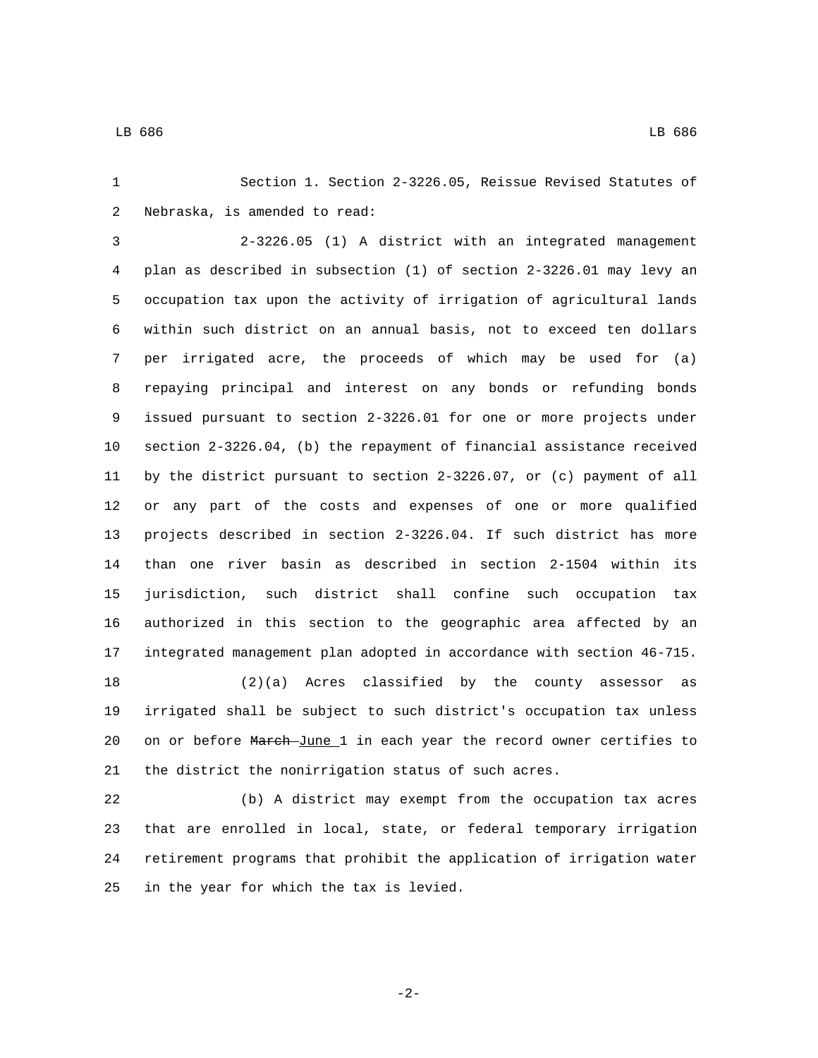Section 1. Section 2-3226.05, Reissue Revised Statutes of Nebraska, is amended to read:

2-3226.05 (1) A district with an integrated management plan as described in subsection (1) of section 2-3226.01 may levy an occupation tax upon the activity of irrigation of agricultural lands within such district on an annual basis, not to exceed ten dollars per irrigated acre, the proceeds of which may be used for (a) repaying principal and interest on any bonds or refunding bonds issued pursuant to section 2-3226.01 for one or more projects under section 2-3226.04, (b) the repayment of financial assistance received by the district pursuant to section 2-3226.07, or (c) payment of all or any part of the costs and expenses of one or more qualified projects described in section 2-3226.04. If such district has more than one river basin as described in section 2-1504 within its jurisdiction, such district shall confine such occupation tax authorized in this section to the geographic area affected by an integrated management plan adopted in accordance with section 46-715.

(2)(a) Acres classified by the county assessor as irrigated shall be subject to such district's occupation tax unless on or before ~~March~~ June 1 in each year the record owner certifies to the district the nonirrigation status of such acres.

(b) A district may exempt from the occupation tax acres that are enrolled in local, state, or federal temporary irrigation retirement programs that prohibit the application of irrigation water in the year for which the tax is levied.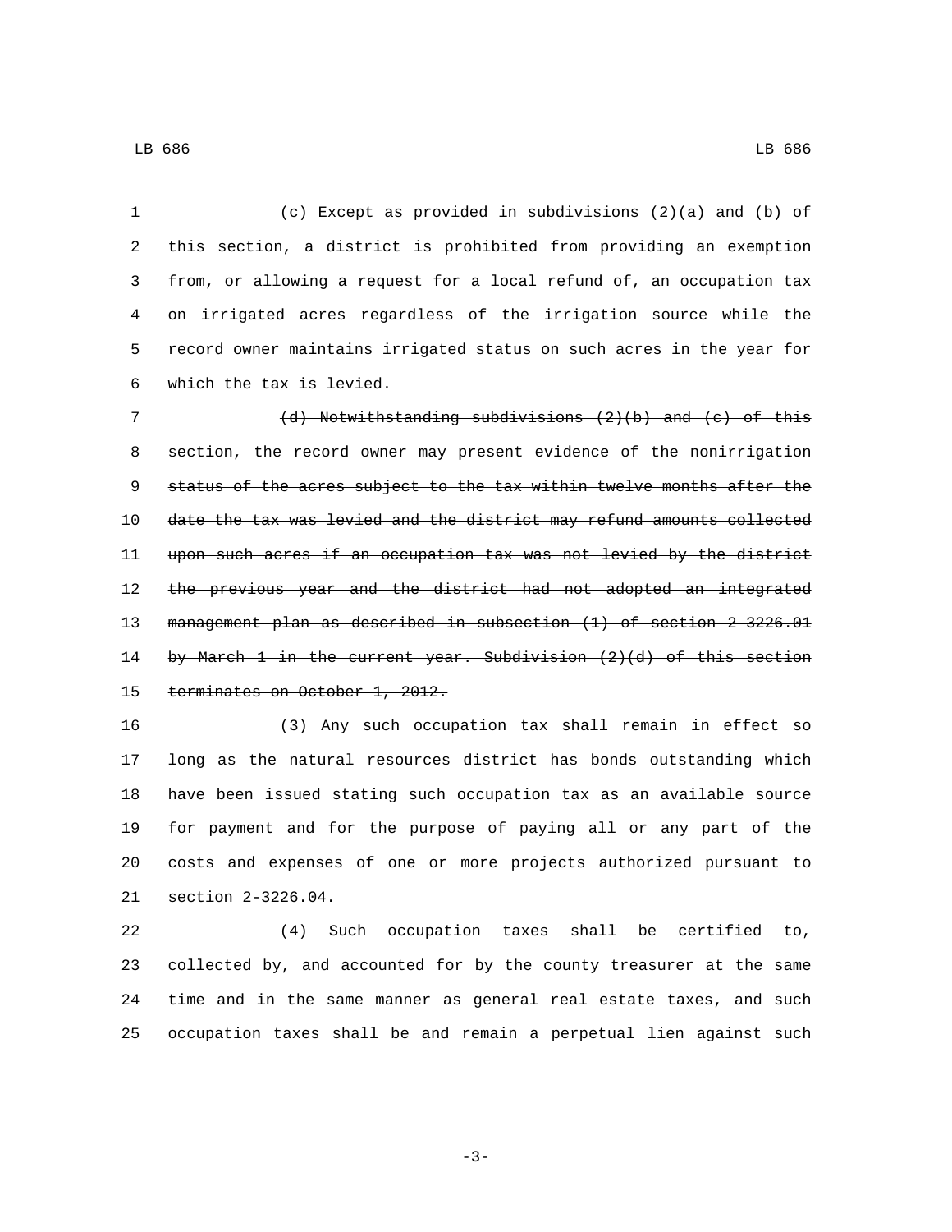(c) Except as provided in subdivisions (2)(a) and (b) of this section, a district is prohibited from providing an exemption from, or allowing a request for a local refund of, an occupation tax on irrigated acres regardless of the irrigation source while the record owner maintains irrigated status on such acres in the year for which the tax is levied.

~~(d) Notwithstanding subdivisions (2)(b) and (c) of this section, the record owner may present evidence of the nonirrigation status of the acres subject to the tax within twelve months after the date the tax was levied and the district may refund amounts collected upon such acres if an occupation tax was not levied by the district the previous year and the district had not adopted an integrated management plan as described in subsection (1) of section 2-3226.01 by March 1 in the current year. Subdivision (2)(d) of this section terminates on October 1, 2012.~~

(3) Any such occupation tax shall remain in effect so long as the natural resources district has bonds outstanding which have been issued stating such occupation tax as an available source for payment and for the purpose of paying all or any part of the costs and expenses of one or more projects authorized pursuant to section 2-3226.04.

(4) Such occupation taxes shall be certified to, collected by, and accounted for by the county treasurer at the same time and in the same manner as general real estate taxes, and such occupation taxes shall be and remain a perpetual lien against such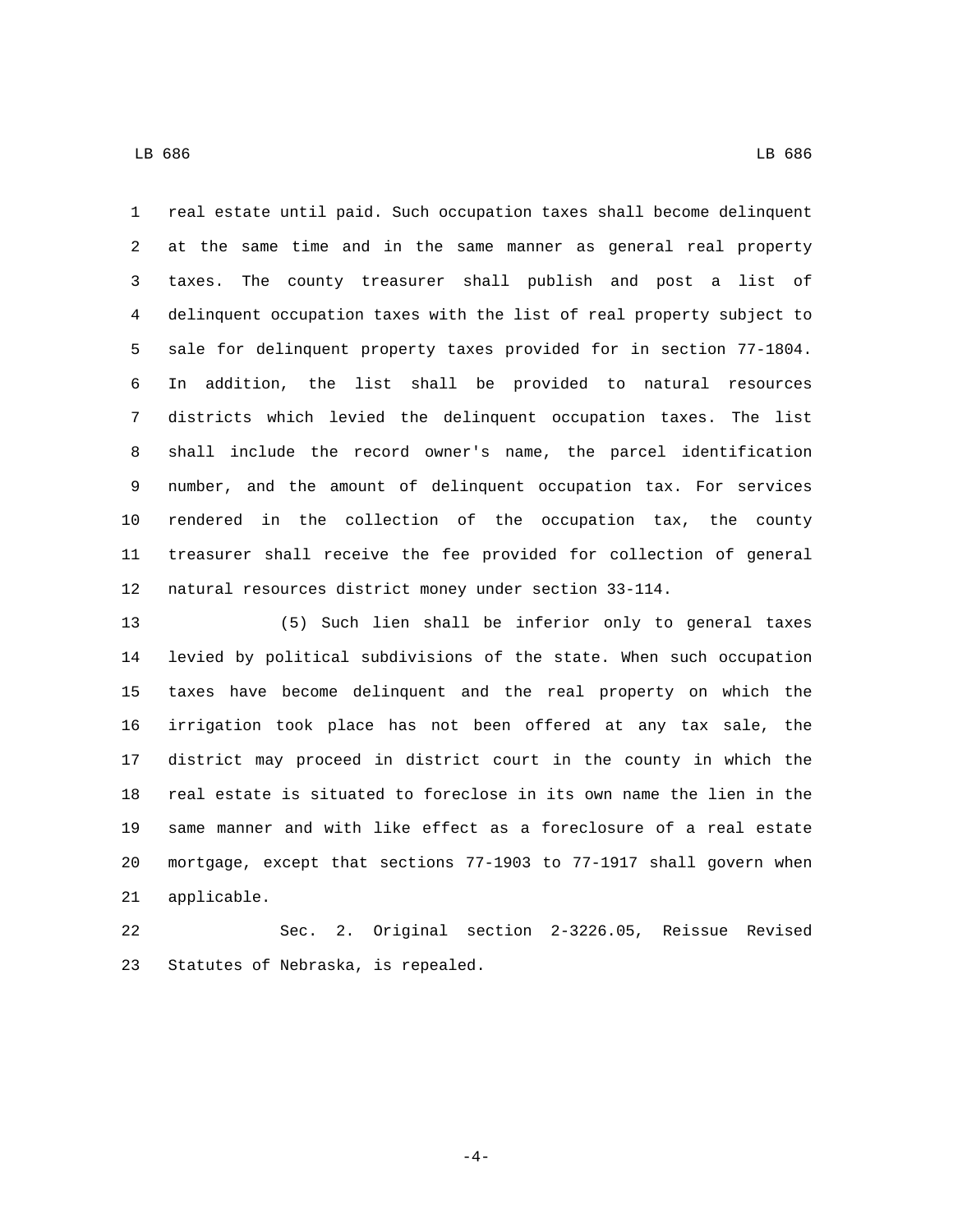real estate until paid. Such occupation taxes shall become delinquent at the same time and in the same manner as general real property taxes. The county treasurer shall publish and post a list of delinquent occupation taxes with the list of real property subject to sale for delinquent property taxes provided for in section 77-1804. In addition, the list shall be provided to natural resources districts which levied the delinquent occupation taxes. The list shall include the record owner's name, the parcel identification number, and the amount of delinquent occupation tax. For services rendered in the collection of the occupation tax, the county treasurer shall receive the fee provided for collection of general natural resources district money under section 33-114.

(5) Such lien shall be inferior only to general taxes levied by political subdivisions of the state. When such occupation taxes have become delinquent and the real property on which the irrigation took place has not been offered at any tax sale, the district may proceed in district court in the county in which the real estate is situated to foreclose in its own name the lien in the same manner and with like effect as a foreclosure of a real estate mortgage, except that sections 77-1903 to 77-1917 shall govern when applicable.

Sec. 2. Original section 2-3226.05, Reissue Revised Statutes of Nebraska, is repealed.